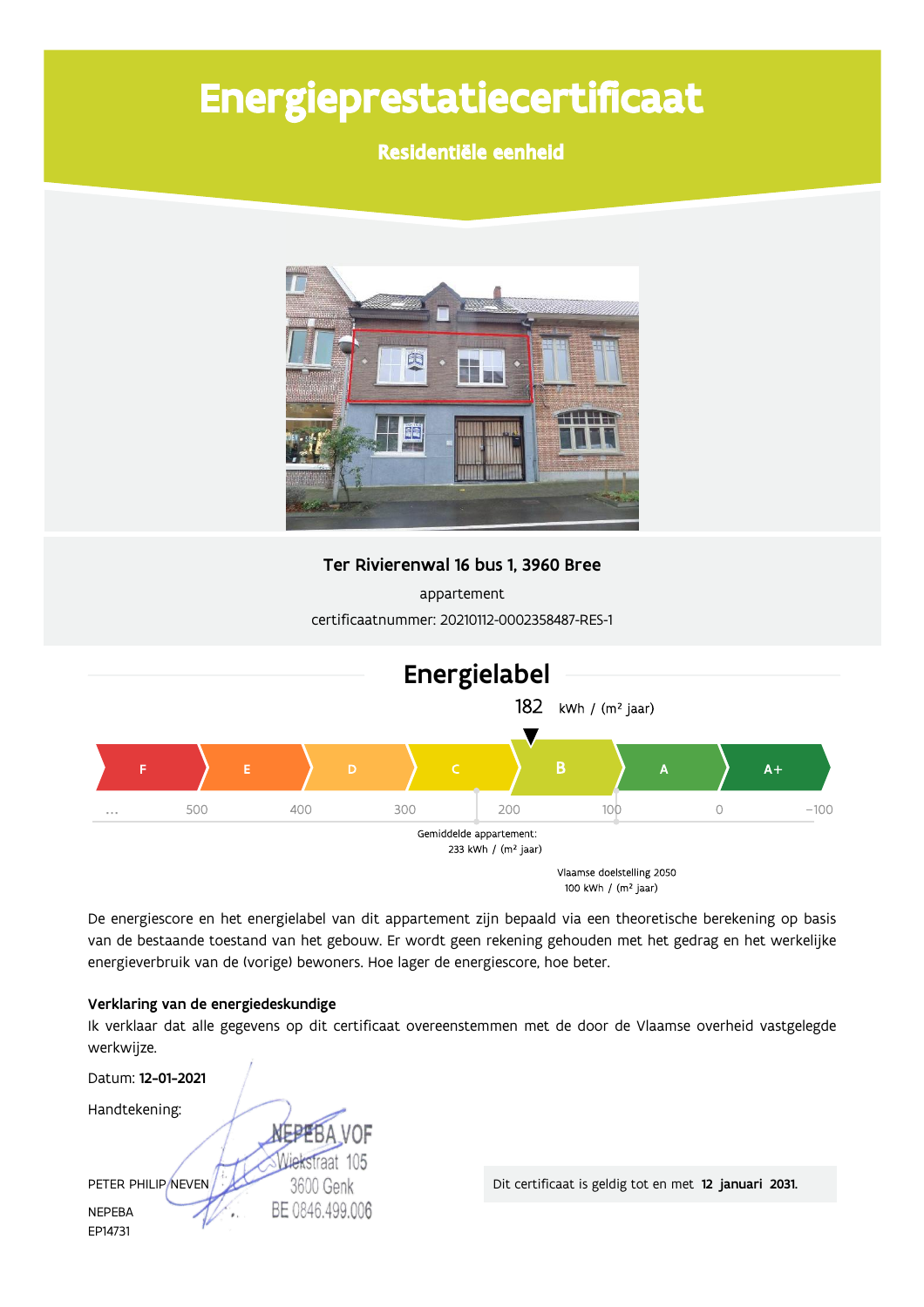# Energieprestatiecertificaat

## Residentiële eenheid

**Ter Rivierenwal 16 bus 1, 3960 Bree**

appartement

certificaatnummer: 20210112-0002358487-RES-1

## Energielabel

182 kWh / (m² jaar)

| F | E | D | C | B | A | A+ |
|---|---|---|---|---|---|---|

... 500 400 300 200 100 0 -100

Gemiddelde appartement: 233 kWh / (m² jaar)

Vlaamse doelstelling 2050 100 kWh / (m² jaar)

De energiescore en het energielabel van dit appartement zijn bepaald via een theoretische berekening op basis van de bestaande toestand van het gebouw. Er wordt geen rekening gehouden met het gedrag en het werkelijke energieverbruik van de (vorige) bewoners. Hoe lager de energiescore, hoe beter.

**Verklaring van de energiedeskundige**

Ik verklaar dat alle gegevens op dit certificaat overeenstemmen met de door de Vlaamse overheid vastgelegde werkwijze.

Datum: **12-01-2021**

Handtekening:

NEPEBA VOF
Wiekstraat 105
3600 Genk
BE 0846.499.006

PETER PHILIP NEVEN

NEPEBA

EP14731

Dit certificaat is geldig tot en met **12 januari 2031.**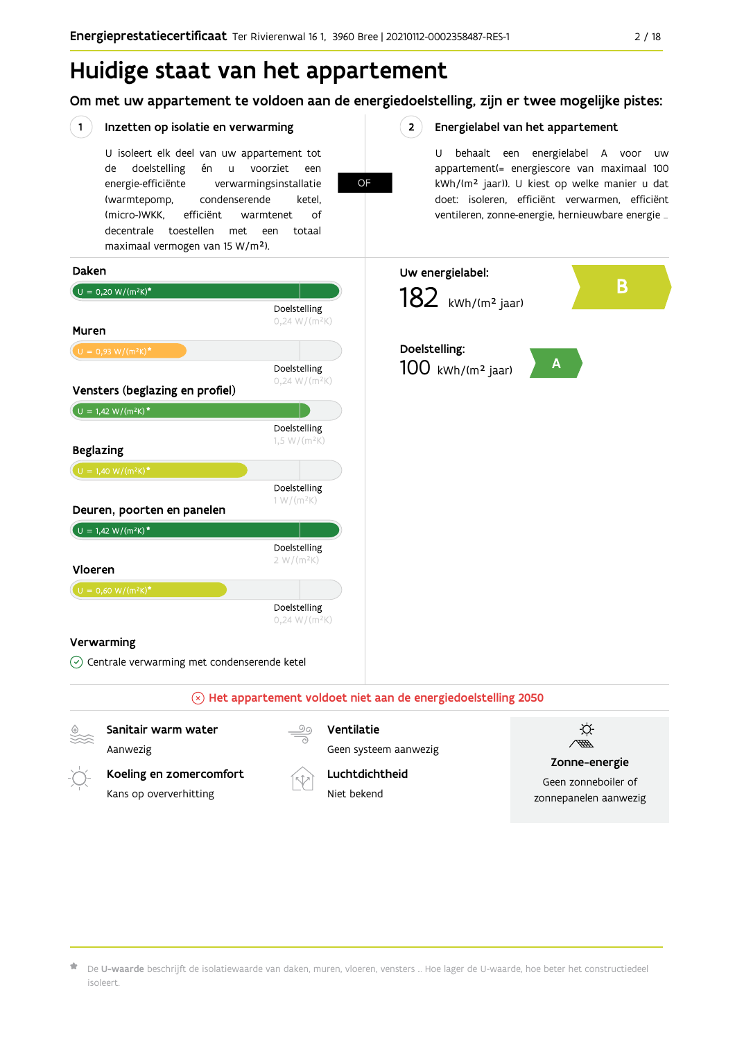# Huidige staat van het appartement

## Om met uw appartement te voldoen aan de energiedoelstelling, zijn er twee mogelijke pistes:

### 1 Inzetten op isolatie en verwarming

U isoleert elk deel van uw appartement tot de doelstelling én u voorziet een energie-efficiënte verwarmingsinstallatie (warmtepomp, condenserende ketel, (micro-)WKK, efficiënt warmtenet of decentrale toestellen met een totaal maximaal vermogen van 15 W/m²).

**OF**

### 2 Energielabel van het appartement

U behaalt een energielabel A voor uw appartement(= energiescore van maximaal 100 kWh/(m² jaar)). U kiest op welke manier u dat doet: isoleren, efficiënt verwarmen, efficiënt ventileren, zonne-energie, hernieuwbare energie …

### Daken

U = 0,20 W/(m²K)*

Doelstelling 0,24 W/(m²K)

### Muren

U = 0,93 W/(m²K)*

Doelstelling 0,24 W/(m²K)

### Vensters (beglazing en profiel)

U = 1,42 W/(m²K)*

Doelstelling 1,5 W/(m²K)

### Beglazing

U = 1,40 W/(m²K)*

Doelstelling 1 W/(m²K)

### Deuren, poorten en panelen

U = 1,42 W/(m²K)*

Doelstelling 2 W/(m²K)

### Vloeren

U = 0,60 W/(m²K)*

Doelstelling 0,24 W/(m²K)

### Verwarming

Centrale verwarming met condenserende ketel

**Uw energielabel:**

182 kWh/(m² jaar) — **B**

**Doelstelling:**

100 kWh/(m² jaar) — **A**

**Het appartement voldoet niet aan de energiedoelstelling 2050**

**Sanitair warm water**
Aanwezig

**Ventilatie**
Geen systeem aanwezig

**Koeling en zomercomfort**
Kans op oververhitting

**Luchtdichtheid**
Niet bekend

**Zonne-energie**
Geen zonneboiler of zonnepanelen aanwezig

* De **U-waarde** beschrijft de isolatiewaarde van daken, muren, vloeren, vensters … Hoe lager de U-waarde, hoe beter het constructiedeel isoleert.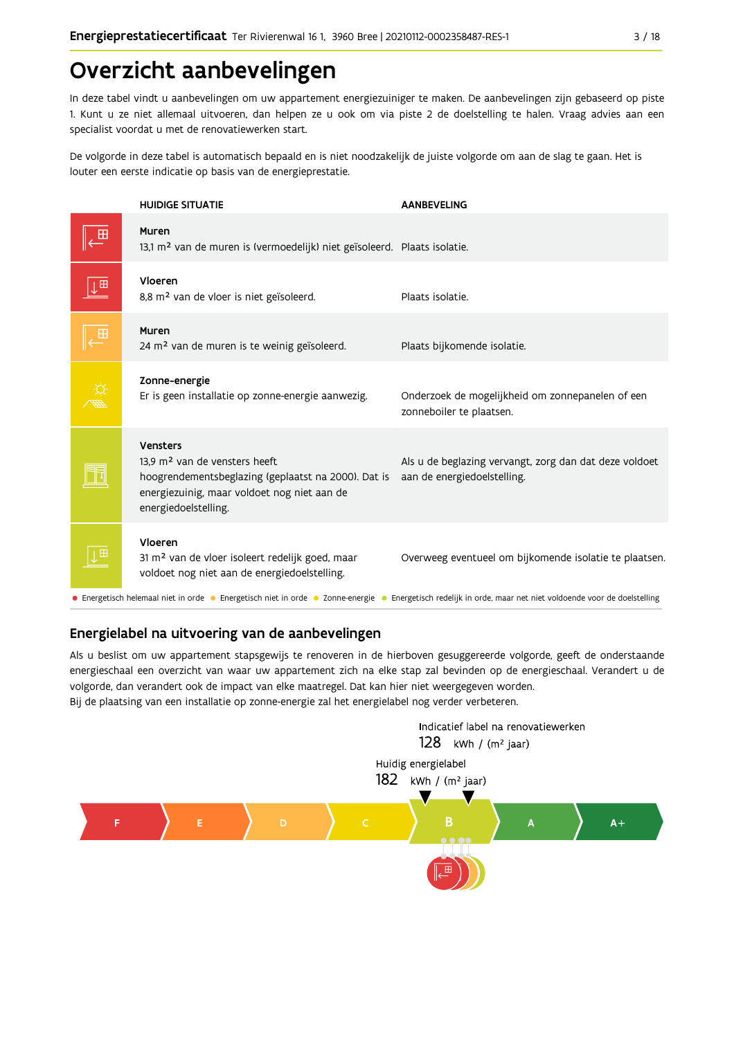# Overzicht aanbevelingen

In deze tabel vindt u aanbevelingen om uw appartement energiezuiniger te maken. De aanbevelingen zijn gebaseerd op piste 1. Kunt u ze niet allemaal uitvoeren, dan helpen ze u ook om via piste 2 de doelstelling te halen. Vraag advies aan een specialist voordat u met de renovatiewerken start.

De volgorde in deze tabel is automatisch bepaald en is niet noodzakelijk de juiste volgorde om aan de slag te gaan. Het is louter een eerste indicatie op basis van de energieprestatie.

| HUIDIGE SITUATIE | AANBEVELING |
|---|---|
| **Muren**<br>13,1 m² van de muren is (vermoedelijk) niet geïsoleerd. | Plaats isolatie. |
| **Vloeren**<br>8,8 m² van de vloer is niet geïsoleerd. | Plaats isolatie. |
| **Muren**<br>24 m² van de muren is te weinig geïsoleerd. | Plaats bijkomende isolatie. |
| **Zonne-energie**<br>Er is geen installatie op zonne-energie aanwezig. | Onderzoek de mogelijkheid om zonnepanelen of een zonneboiler te plaatsen. |
| **Vensters**<br>13,9 m² van de vensters heeft hoogrendementsbeglazing (geplaatst na 2000). Dat is energiezuinig, maar voldoet nog niet aan de energiedoelstelling. | Als u de beglazing vervangt, zorg dan dat deze voldoet aan de energiedoelstelling. |
| **Vloeren**<br>31 m² van de vloer isoleert redelijk goed, maar voldoet nog niet aan de energiedoelstelling. | Overweeg eventueel om bijkomende isolatie te plaatsen. |

● Energetisch helemaal niet in orde ● Energetisch niet in orde ● Zonne-energie ● Energetisch redelijk in orde, maar net niet voldoende voor de doelstelling

## Energielabel na uitvoering van de aanbevelingen

Als u beslist om uw appartement stapsgewijs te renoveren in de hierboven gesuggereerde volgorde, geeft de onderstaande energieschaal een overzicht van waar uw appartement zich na elke stap zal bevinden op de energieschaal. Verandert u de volgorde, dan verandert ook de impact van elke maatregel. Dat kan hier niet weergegeven worden.
Bij de plaatsing van een installatie op zonne-energie zal het energielabel nog verder verbeteren.

Indicatief label na renovatiewerken
128 kWh / (m² jaar)

Huidig energielabel
182 kWh / (m² jaar)

F | E | D | C | B | A | A+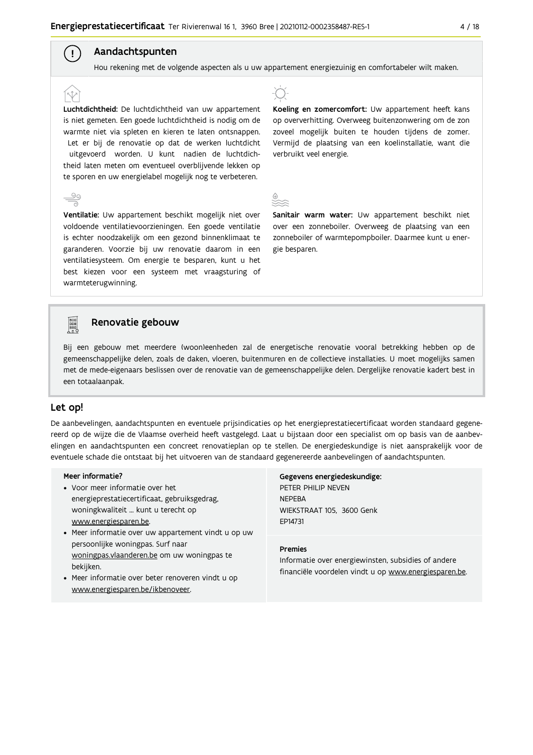## Aandachtspunten

Hou rekening met de volgende aspecten als u uw appartement energiezuinig en comfortabeler wilt maken.

**Luchtdichtheid:** De luchtdichtheid van uw appartement is niet gemeten. Een goede luchtdichtheid is nodig om de warmte niet via spleten en kieren te laten ontsnappen. Let er bij de renovatie op dat de werken luchtdicht uitgevoerd worden. U kunt nadien de luchtdichtheid laten meten om eventueel overblijvende lekken op te sporen en uw energielabel mogelijk nog te verbeteren.

**Ventilatie:** Uw appartement beschikt mogelijk niet over voldoende ventilatievoorzieningen. Een goede ventilatie is echter noodzakelijk om een gezond binnenklimaat te garanderen. Voorzie bij uw renovatie daarom in een ventilatiesysteem. Om energie te besparen, kunt u het best kiezen voor een systeem met vraagsturing of warmteterugwinning.

**Koeling en zomercomfort:** Uw appartement heeft kans op oververhitting. Overweeg buitenzonwering om de zon zoveel mogelijk buiten te houden tijdens de zomer. Vermijd de plaatsing van een koelinstallatie, want die verbruikt veel energie.

**Sanitair warm water:** Uw appartement beschikt niet over een zonneboiler. Overweeg de plaatsing van een zonneboiler of warmtepompboiler. Daarmee kunt u energie besparen.

## Renovatie gebouw

Bij een gebouw met meerdere (woon)eenheden zal de energetische renovatie vooral betrekking hebben op de gemeenschappelijke delen, zoals de daken, vloeren, buitenmuren en de collectieve installaties. U moet mogelijks samen met de mede-eigenaars beslissen over de renovatie van de gemeenschappelijke delen. Dergelijke renovatie kadert best in een totaalaanpak.

## Let op!

De aanbevelingen, aandachtspunten en eventuele prijsindicaties op het energieprestatiecertificaat worden standaard gegenereerd op de wijze die de Vlaamse overheid heeft vastgelegd. Laat u bijstaan door een specialist om op basis van de aanbevelingen en aandachtspunten een concreet renovatieplan op te stellen. De energiedeskundige is niet aansprakelijk voor de eventuele schade die ontstaat bij het uitvoeren van de standaard gegenereerde aanbevelingen of aandachtspunten.

**Meer informatie?**

- Voor meer informatie over het energieprestatiecertificaat, gebruiksgedrag, woningkwaliteit ... kunt u terecht op www.energiesparen.be.
- Meer informatie over uw appartement vindt u op uw persoonlijke woningpas. Surf naar woningpas.vlaanderen.be om uw woningpas te bekijken.
- Meer informatie over beter renoveren vindt u op www.energiesparen.be/ikbenoveer.

**Gegevens energiedeskundige:**

PETER PHILIP NEVEN
NEPEBA
WIEKSTRAAT 105, 3600 Genk
EP14731

**Premies**

Informatie over energiewinsten, subsidies of andere financiële voordelen vindt u op www.energiesparen.be.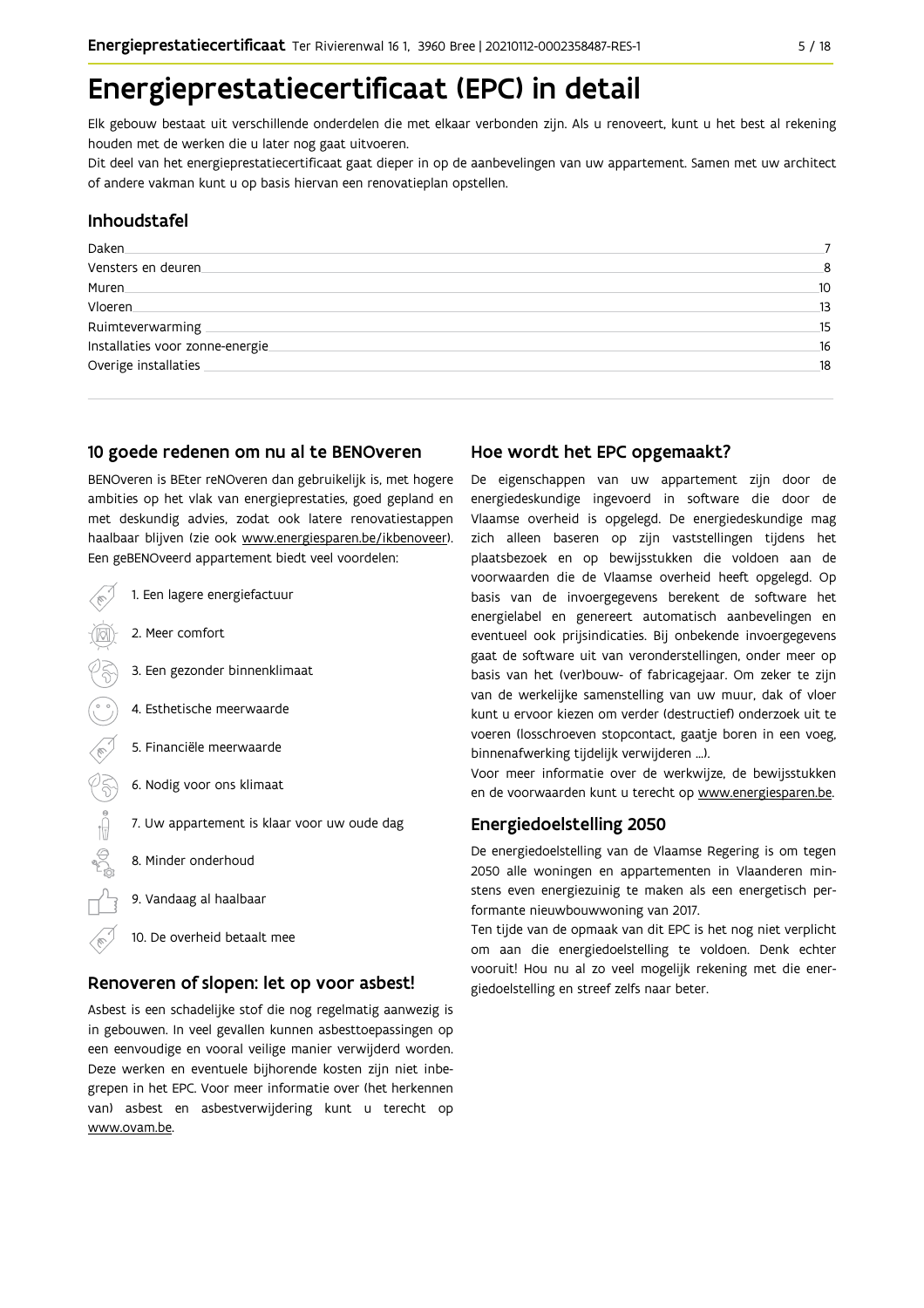# Energieprestatiecertificaat (EPC) in detail

Elk gebouw bestaat uit verschillende onderdelen die met elkaar verbonden zijn. Als u renoveert, kunt u het best al rekening houden met de werken die u later nog gaat uitvoeren.

Dit deel van het energieprestatiecertificaat gaat dieper in op de aanbevelingen van uw appartement. Samen met uw architect of andere vakman kunt u op basis hiervan een renovatieplan opstellen.

## Inhoudstafel

| | |
|---|---|
| Daken | 7 |
| Vensters en deuren | 8 |
| Muren | 10 |
| Vloeren | 13 |
| Ruimteverwarming | 15 |
| Installaties voor zonne-energie | 16 |
| Overige installaties | 18 |

## 10 goede redenen om nu al te BENOveren

BENOveren is BEter reNOveren dan gebruikelijk is, met hogere ambities op het vlak van energieprestaties, goed gepland en met deskundig advies, zodat ook latere renovatiestappen haalbaar blijven (zie ook www.energiesparen.be/ikbenoveer). Een geBENOveerd appartement biedt veel voordelen:

1. Een lagere energiefactuur
2. Meer comfort
3. Een gezonder binnenklimaat
4. Esthetische meerwaarde
5. Financiële meerwaarde
6. Nodig voor ons klimaat
7. Uw appartement is klaar voor uw oude dag
8. Minder onderhoud
9. Vandaag al haalbaar
10. De overheid betaalt mee

## Renoveren of slopen: let op voor asbest!

Asbest is een schadelijke stof die nog regelmatig aanwezig is in gebouwen. In veel gevallen kunnen asbesttoepassingen op een eenvoudige en vooral veilige manier verwijderd worden. Deze werken en eventuele bijhorende kosten zijn niet inbegrepen in het EPC. Voor meer informatie over (het herkennen van) asbest en asbestverwijdering kunt u terecht op www.ovam.be.

## Hoe wordt het EPC opgemaakt?

De eigenschappen van uw appartement zijn door de energiedeskundige ingevoerd in software die door de Vlaamse overheid is opgelegd. De energiedeskundige mag zich alleen baseren op zijn vaststellingen tijdens het plaatsbezoek en op bewijsstukken die voldoen aan de voorwaarden die de Vlaamse overheid heeft opgelegd. Op basis van de invoergegevens berekent de software het energielabel en genereert automatisch aanbevelingen en eventueel ook prijsindicaties. Bij onbekende invoergegevens gaat de software uit van veronderstellingen, onder meer op basis van het (ver)bouw- of fabricagejaar. Om zeker te zijn van de werkelijke samenstelling van uw muur, dak of vloer kunt u ervoor kiezen om verder (destructief) onderzoek uit te voeren (losschroeven stopcontact, gaatje boren in een voeg, binnenafwerking tijdelijk verwijderen ...).

Voor meer informatie over de werkwijze, de bewijsstukken en de voorwaarden kunt u terecht op www.energiesparen.be.

## Energiedoelstelling 2050

De energiedoelstelling van de Vlaamse Regering is om tegen 2050 alle woningen en appartementen in Vlaanderen minstens even energiezuinig te maken als een energetisch performante nieuwbouwwoning van 2017.

Ten tijde van de opmaak van dit EPC is het nog niet verplicht om aan die energiedoelstelling te voldoen. Denk echter vooruit! Hou nu al zo veel mogelijk rekening met die energiedoelstelling en streef zelfs naar beter.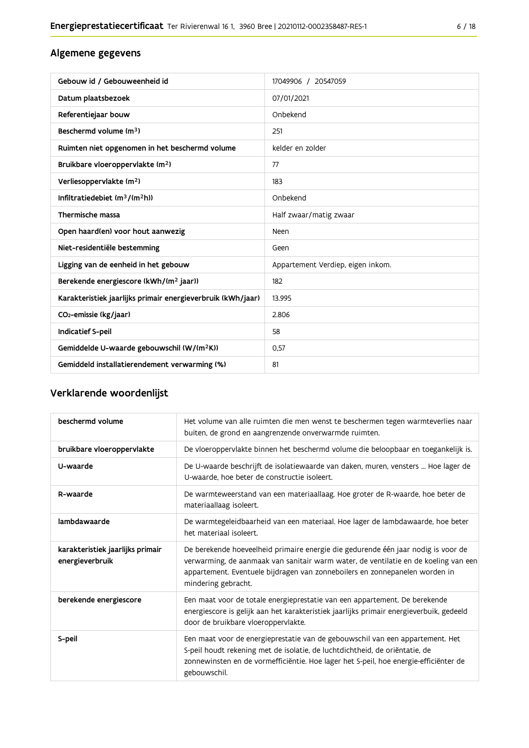## Algemene gegevens

| Gebouw id / Gebouweenheid id | 17049906 / 20547059 |
|---|---|
| Datum plaatsbezoek | 07/01/2021 |
| Referentiejaar bouw | Onbekend |
| Beschermd volume ($m^3$) | 251 |
| Ruimten niet opgenomen in het beschermd volume | kelder en zolder |
| Bruikbare vloeroppervlakte ($m^2$) | 77 |
| Verliesoppervlakte ($m^2$) | 183 |
| Infiltratiedebiet ($m^3/(m^2h)$) | Onbekend |
| Thermische massa | Half zwaar/matig zwaar |
| Open haard(en) voor hout aanwezig | Neen |
| Niet-residentiële bestemming | Geen |
| Ligging van de eenheid in het gebouw | Appartement Verdiep, eigen inkom. |
| Berekende energiescore (kWh/($m^2$ jaar)) | 182 |
| Karakteristiek jaarlijks primair energieverbruik (kWh/jaar) | 13.995 |
| $CO_2$-emissie (kg/jaar) | 2.806 |
| Indicatief S-peil | 58 |
| Gemiddelde U-waarde gebouwschil (W/($m^2$K)) | 0,57 |
| Gemiddeld installatierendement verwarming (%) | 81 |

## Verklarende woordenlijst

| beschermd volume | Het volume van alle ruimten die men wenst te beschermen tegen warmteverlies naar buiten, de grond en aangrenzende onverwarmde ruimten. |
|---|---|
| bruikbare vloeroppervlakte | De vloeroppervlakte binnen het beschermd volume die beloopbaar en toegankelijk is. |
| U-waarde | De U-waarde beschrijft de isolatiewaarde van daken, muren, vensters ... Hoe lager de U-waarde, hoe beter de constructie isoleert. |
| R-waarde | De warmteweerstand van een materiaallaag. Hoe groter de R-waarde, hoe beter de materiaallaag isoleert. |
| lambdawaarde | De warmtegeleidbaarheid van een materiaal. Hoe lager de lambdawaarde, hoe beter het materiaal isoleert. |
| karakteristiek jaarlijks primair energieverbruik | De berekende hoeveelheid primaire energie die gedurende één jaar nodig is voor de verwarming, de aanmaak van sanitair warm water, de ventilatie en de koeling van een appartement. Eventuele bijdragen van zonneboilers en zonnepanelen worden in mindering gebracht. |
| berekende energiescore | Een maat voor de totale energieprestatie van een appartement. De berekende energiescore is gelijk aan het karakteristiek jaarlijks primair energieverbuik, gedeeld door de bruikbare vloeroppervlakte. |
| S-peil | Een maat voor de energieprestatie van de gebouwschil van een appartement. Het S-peil houdt rekening met de isolatie, de luchtdichtheid, de oriëntatie, de zonnewinsten en de vormefficiëntie. Hoe lager het S-peil, hoe energie-efficiënter de gebouwschil. |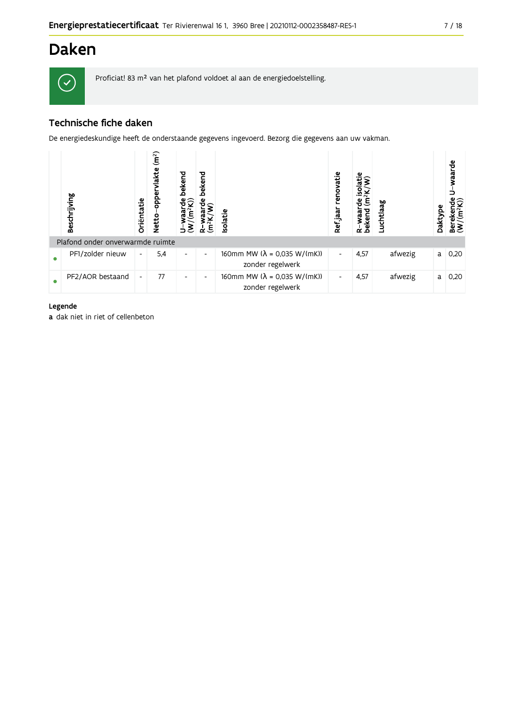# Daken

Proficiat! 83 m² van het plafond voldoet al aan de energiedoelstelling.

## Technische fiche daken

De energiedeskundige heeft de onderstaande gegevens ingevoerd. Bezorg die gegevens aan uw vakman.

| | Beschrijving | Oriëntatie | Netto-oppervlakte (m²) | U-waarde bekend (W/(m²K)) | R-waarde bekend (m²K/W) | Isolatie | Ref.jaar renovatie | R-waarde isolatie bekend (m²K/W) | Luchtlaag | Daktype | Berekende U-waarde (W/(m²K)) |
|---|---|---|---|---|---|---|---|---|---|---|---|
| Plafond onder onverwarmde ruimte | | | | | | | | | | | |
| • | PF1/zolder nieuw | - | 5,4 | - | - | 160mm MW (λ = 0,035 W/(mK)) zonder regelwerk | - | 4,57 | afwezig | a | 0,20 |
| • | PF2/AOR bestaand | - | 77 | - | - | 160mm MW (λ = 0,035 W/(mK)) zonder regelwerk | - | 4,57 | afwezig | a | 0,20 |

**Legende**

**a** dak niet in riet of cellenbeton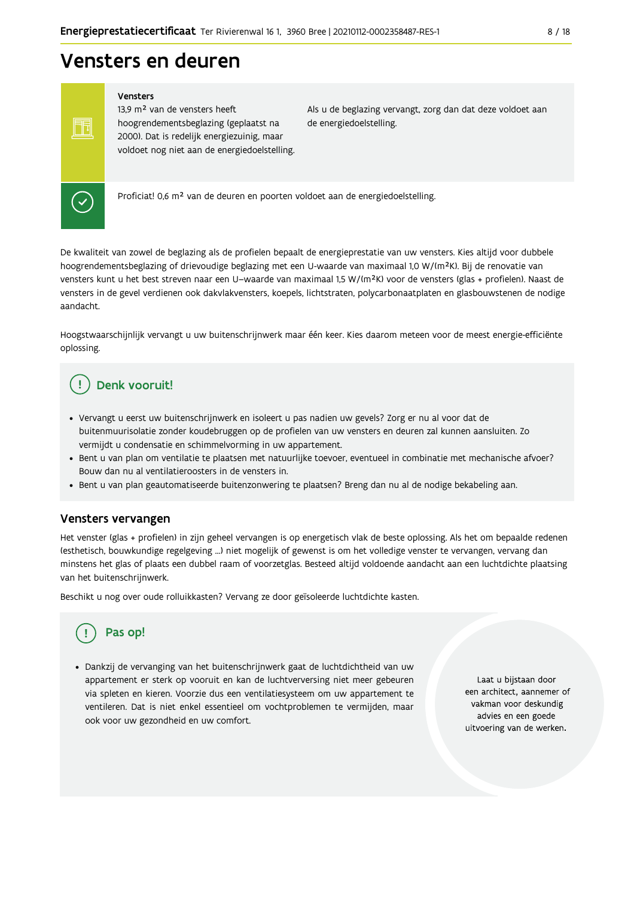# Vensters en deuren

**Vensters**

13,9 m² van de vensters heeft hoogrendementsbeglazing (geplaatst na 2000). Dat is redelijk energiezuinig, maar voldoet nog niet aan de energiedoelstelling.

Als u de beglazing vervangt, zorg dan dat deze voldoet aan de energiedoelstelling.

Proficiat! 0,6 m² van de deuren en poorten voldoet aan de energiedoelstelling.

De kwaliteit van zowel de beglazing als de profielen bepaalt de energieprestatie van uw vensters. Kies altijd voor dubbele hoogrendementsbeglazing of drievoudige beglazing met een U-waarde van maximaal 1,0 W/(m²K). Bij de renovatie van vensters kunt u het best streven naar een U-waarde van maximaal 1,5 W/(m²K) voor de vensters (glas + profielen). Naast de vensters in de gevel verdienen ook dakvlakvensters, koepels, lichtstraten, polycarbonaatplaten en glasbouwstenen de nodige aandacht.

Hoogstwaarschijnlijk vervangt u uw buitenschrijnwerk maar één keer. Kies daarom meteen voor de meest energie-efficiënte oplossing.

## Denk vooruit!

- Vervangt u eerst uw buitenschrijnwerk en isoleert u pas nadien uw gevels? Zorg er nu al voor dat de buitenmuurisolatie zonder koudebruggen op de profielen van uw vensters en deuren zal kunnen aansluiten. Zo vermijdt u condensatie en schimmelvorming in uw appartement.
- Bent u van plan om ventilatie te plaatsen met natuurlijke toevoer, eventueel in combinatie met mechanische afvoer? Bouw dan nu al ventilatieroosters in de vensters in.
- Bent u van plan geautomatiseerde buitenzonwering te plaatsen? Breng dan nu al de nodige bekabeling aan.

## Vensters vervangen

Het venster (glas + profielen) in zijn geheel vervangen is op energetisch vlak de beste oplossing. Als het om bepaalde redenen (esthetisch, bouwkundige regelgeving ...) niet mogelijk of gewenst is om het volledige venster te vervangen, vervang dan minstens het glas of plaats een dubbel raam of voorzetglas. Besteed altijd voldoende aandacht aan een luchtdichte plaatsing van het buitenschrijnwerk.

Beschikt u nog over oude rolluikkasten? Vervang ze door geïsoleerde luchtdichte kasten.

## Pas op!

- Dankzij de vervanging van het buitenschrijnwerk gaat de luchtdichtheid van uw appartement er sterk op vooruit en kan de luchtverversing niet meer gebeuren via spleten en kieren. Voorzie dus een ventilatiesysteem om uw appartement te ventileren. Dat is niet enkel essentieel om vochtproblemen te vermijden, maar ook voor uw gezondheid en uw comfort.

Laat u bijstaan door een architect, aannemer of vakman voor deskundig advies en een goede uitvoering van de werken.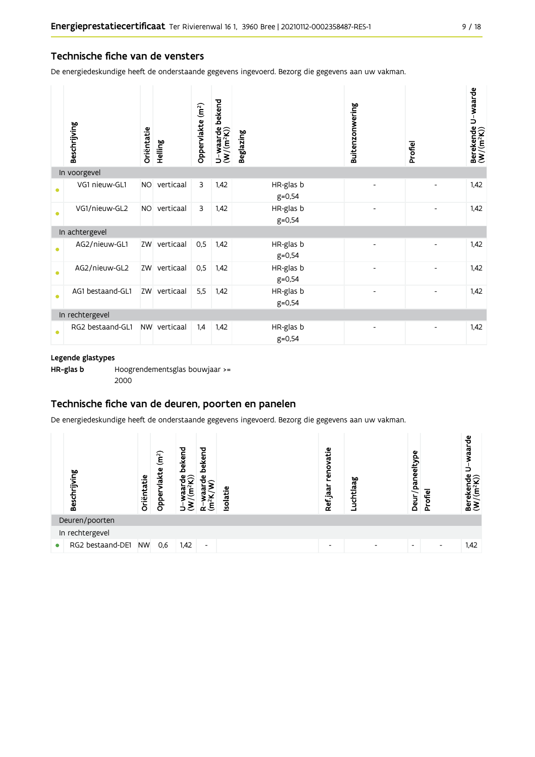## Technische fiche van de vensters

De energiedeskundige heeft de onderstaande gegevens ingevoerd. Bezorg die gegevens aan uw vakman.

| | Beschrijving | Oriëntatie | Helling | Oppervlakte (m²) | U-waarde bekend (W/(m²K)) | Beglazing | Buitenzonwering | Profiel | Berekende U-waarde (W/(m²K)) |
|---|---|---|---|---|---|---|---|---|---|
| In voorgevel | | | | | | | | | |
| • | VG1 nieuw-GL1 | NO | verticaal | 3 | 1,42 | HR-glas b g=0,54 | - | - | 1,42 |
| • | VG1/nieuw-GL2 | NO | verticaal | 3 | 1,42 | HR-glas b g=0,54 | - | - | 1,42 |
| In achtergevel | | | | | | | | | |
| • | AG2/nieuw-GL1 | ZW | verticaal | 0,5 | 1,42 | HR-glas b g=0,54 | - | - | 1,42 |
| • | AG2/nieuw-GL2 | ZW | verticaal | 0,5 | 1,42 | HR-glas b g=0,54 | - | - | 1,42 |
| • | AG1 bestaand-GL1 | ZW | verticaal | 5,5 | 1,42 | HR-glas b g=0,54 | - | - | 1,42 |
| In rechtergevel | | | | | | | | | |
| • | RG2 bestaand-GL1 | NW | verticaal | 1,4 | 1,42 | HR-glas b g=0,54 | - | - | 1,42 |

**Legende glastypes**

**HR-glas b** Hoogrendementsglas bouwjaar >= 2000

## Technische fiche van de deuren, poorten en panelen

De energiedeskundige heeft de onderstaande gegevens ingevoerd. Bezorg die gegevens aan uw vakman.

| | Beschrijving | Oriëntatie | Oppervlakte (m²) | U-waarde bekend (W/(m²K)) | R-waarde bekend (m²K/W) | Isolatie | Ref.jaar renovatie | Luchtlaag | Deur/paneeltype | Profiel | Berekende U-waarde (W/(m²K)) |
|---|---|---|---|---|---|---|---|---|---|---|---|
| Deuren/poorten | | | | | | | | | | | |
| In rechtergevel | | | | | | | | | | | |
| • | RG2 bestaand-DE1 | NW | 0,6 | 1,42 | - | | - | - | - | - | 1,42 |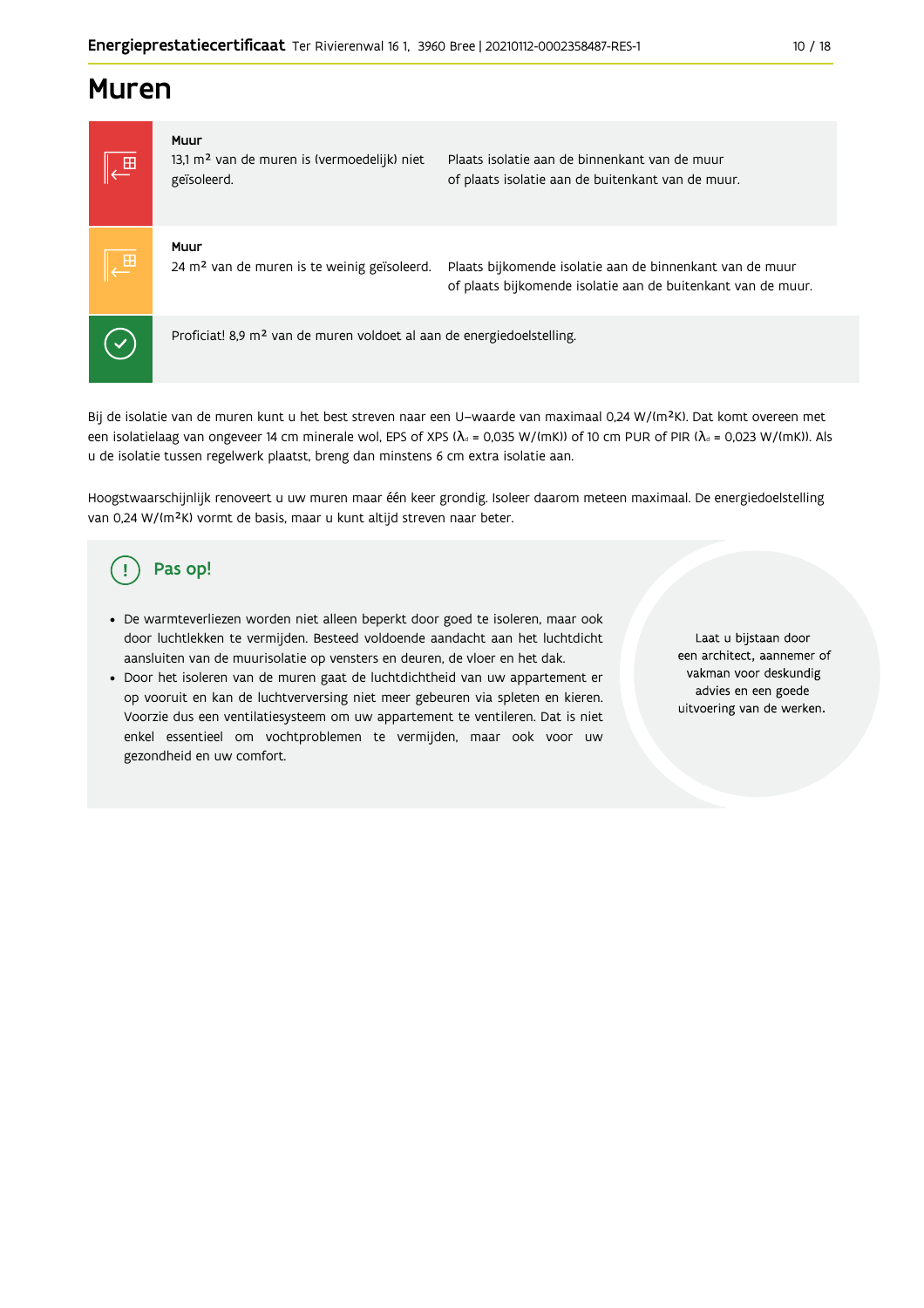# Muren

| | | |
|---|---|---|
| **Muur** 13,1 m² van de muren is (vermoedelijk) niet geïsoleerd. | Plaats isolatie aan de binnenkant van de muur of plaats isolatie aan de buitenkant van de muur. |
| **Muur** 24 m² van de muren is te weinig geïsoleerd. | Plaats bijkomende isolatie aan de binnenkant van de muur of plaats bijkomende isolatie aan de buitenkant van de muur. |
| Proficiat! 8,9 m² van de muren voldoet al aan de energiedoelstelling. | |

Bij de isolatie van de muren kunt u het best streven naar een U–waarde van maximaal 0,24 W/(m²K). Dat komt overeen met een isolatielaag van ongeveer 14 cm minerale wol, EPS of XPS ($\lambda_d$ = 0,035 W/(mK)) of 10 cm PUR of PIR ($\lambda_d$ = 0,023 W/(mK)). Als u de isolatie tussen regelwerk plaatst, breng dan minstens 6 cm extra isolatie aan.

Hoogstwaarschijnlijk renoveert u uw muren maar één keer grondig. Isoleer daarom meteen maximaal. De energiedoelstelling van 0,24 W/(m²K) vormt de basis, maar u kunt altijd streven naar beter.

## Pas op!

- De warmteverliezen worden niet alleen beperkt door goed te isoleren, maar ook door luchtlekken te vermijden. Besteed voldoende aandacht aan het luchtdicht aansluiten van de muurisolatie op vensters en deuren, de vloer en het dak.
- Door het isoleren van de muren gaat de luchtdichtheid van uw appartement er op vooruit en kan de luchtverversing niet meer gebeuren via spleten en kieren. Voorzie dus een ventilatiesysteem om uw appartement te ventileren. Dat is niet enkel essentieel om vochtproblemen te vermijden, maar ook voor uw gezondheid en uw comfort.

Laat u bijstaan door een architect, aannemer of vakman voor deskundig advies en een goede uitvoering van de werken.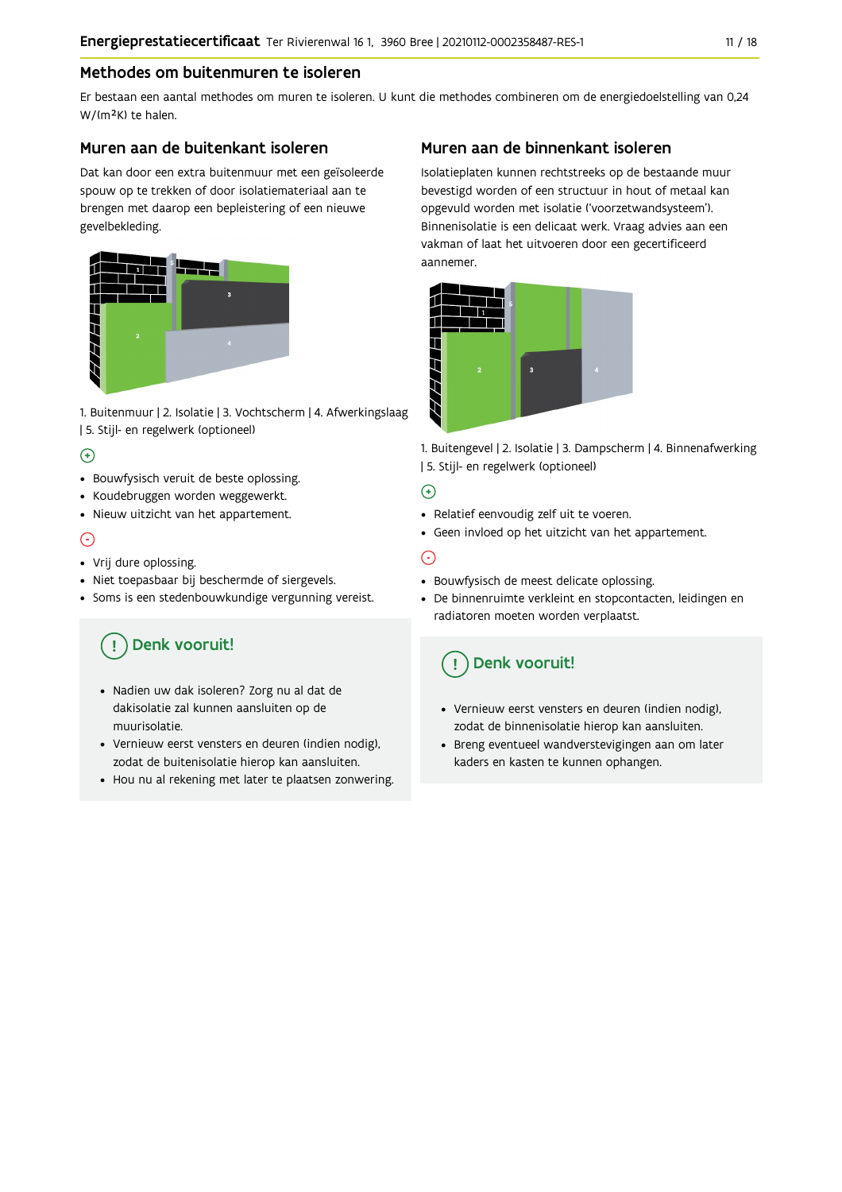## Methodes om buitenmuren te isoleren

Er bestaan een aantal methodes om muren te isoleren. U kunt die methodes combineren om de energiedoelstelling van 0,24 W/(m²K) te halen.

### Muren aan de buitenkant isoleren

Dat kan door een extra buitenmuur met een geïsoleerde spouw op te trekken of door isolatiemateriaal aan te brengen met daarop een bepleistering of een nieuwe gevelbekleding.

1. Buitenmuur | 2. Isolatie | 3. Vochtscherm | 4. Afwerkingslaag | 5. Stijl- en regelwerk (optioneel)

(+)

- Bouwfysisch veruit de beste oplossing.
- Koudebruggen worden weggewerkt.
- Nieuw uitzicht van het appartement.

(-)

- Vrij dure oplossing.
- Niet toepasbaar bij beschermde of siergevels.
- Soms is een stedenbouwkundige vergunning vereist.

#### Denk vooruit!

- Nadien uw dak isoleren? Zorg nu al dat de dakisolatie zal kunnen aansluiten op de muurisolatie.
- Vernieuw eerst vensters en deuren (indien nodig), zodat de buitenisolatie hierop kan aansluiten.
- Hou nu al rekening met later te plaatsen zonwering.

### Muren aan de binnenkant isoleren

Isolatieplaten kunnen rechtstreeks op de bestaande muur bevestigd worden of een structuur in hout of metaal kan opgevuld worden met isolatie ('voorzetwandsysteem'). Binnenisolatie is een delicaat werk. Vraag advies aan een vakman of laat het uitvoeren door een gecertificeerd aannemer.

1. Buitengevel | 2. Isolatie | 3. Dampscherm | 4. Binnenafwerking | 5. Stijl- en regelwerk (optioneel)

(+)

- Relatief eenvoudig zelf uit te voeren.
- Geen invloed op het uitzicht van het appartement.

(-)

- Bouwfysisch de meest delicate oplossing.
- De binnenruimte verkleint en stopcontacten, leidingen en radiatoren moeten worden verplaatst.

#### Denk vooruit!

- Vernieuw eerst vensters en deuren (indien nodig), zodat de binnenisolatie hierop kan aansluiten.
- Breng eventueel wandverstevigingen aan om later kaders en kasten te kunnen ophangen.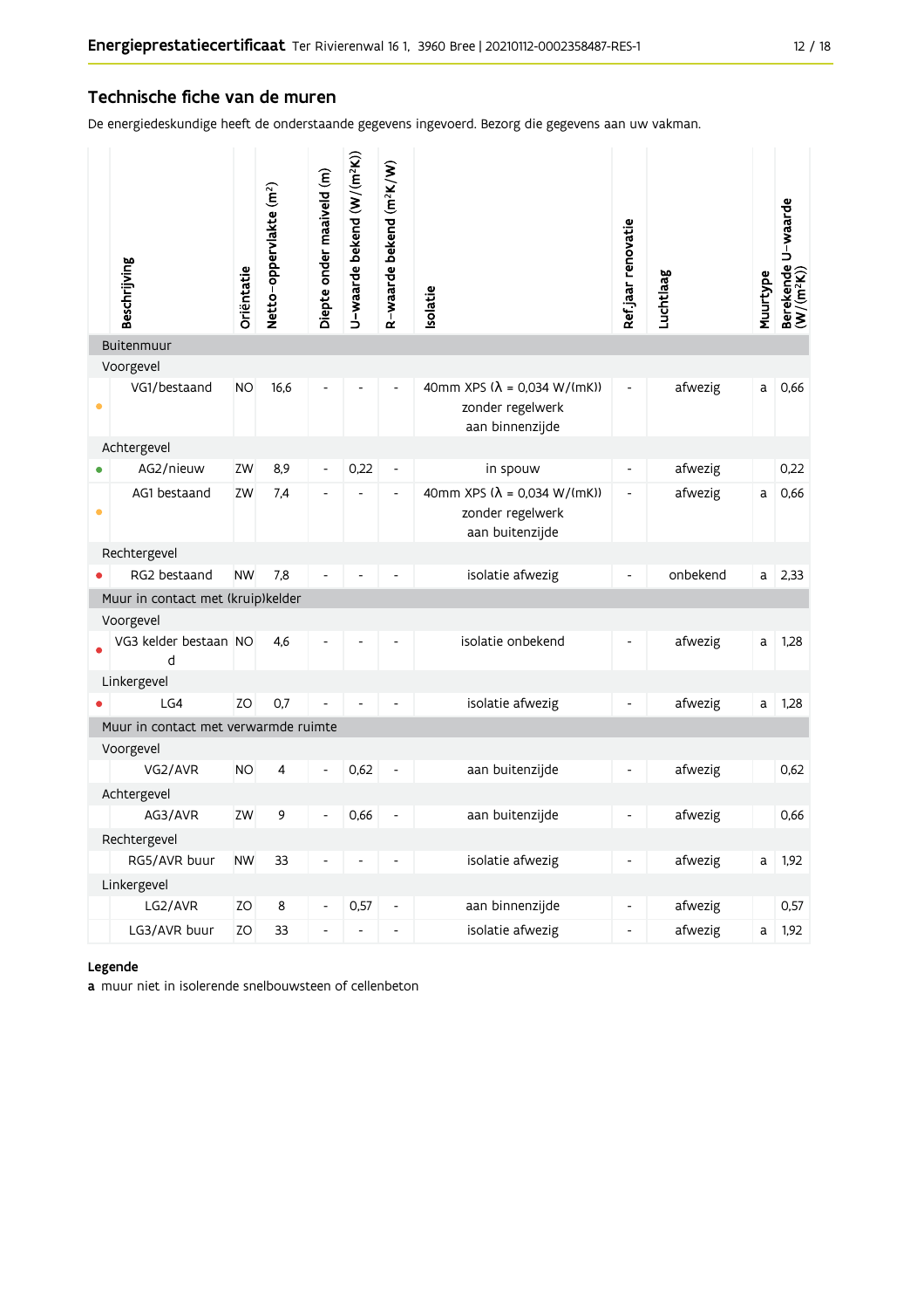## Technische fiche van de muren

De energiedeskundige heeft de onderstaande gegevens ingevoerd. Bezorg die gegevens aan uw vakman.

| | Beschrijving | Oriëntatie | Netto-oppervlakte (m²) | Diepte onder maaiveld (m) | U-waarde bekend (W/(m²K)) | R-waarde bekend (m²K/W) | Isolatie | Ref.jaar renovatie | Luchtlaag | Muurtype | Berekende U-waarde (W/(m²K)) |
|---|---|---|---|---|---|---|---|---|---|---|---|
| **Buitenmuur** | | | | | | | | | | | |
| Voorgevel | | | | | | | | | | | |
| • | VG1/bestaand | NO | 16,6 | - | - | - | 40mm XPS (λ = 0,034 W/(mK)) zonder regelwerk aan binnenzijde | - | afwezig | a | 0,66 |
| Achtergevel | | | | | | | | | | | |
| • | AG2/nieuw | ZW | 8,9 | - | 0,22 | - | in spouw | - | afwezig | | 0,22 |
| • | AG1 bestaand | ZW | 7,4 | - | - | - | 40mm XPS (λ = 0,034 W/(mK)) zonder regelwerk aan buitenzijde | - | afwezig | a | 0,66 |
| Rechtergevel | | | | | | | | | | | |
| • | RG2 bestaand | NW | 7,8 | - | - | - | isolatie afwezig | - | onbekend | a | 2,33 |
| **Muur in contact met (kruip)kelder** | | | | | | | | | | | |
| Voorgevel | | | | | | | | | | | |
| • | VG3 kelder bestaand | NO | 4,6 | - | - | - | isolatie onbekend | - | afwezig | a | 1,28 |
| Linkergevel | | | | | | | | | | | |
| • | LG4 | ZO | 0,7 | - | - | - | isolatie afwezig | - | afwezig | a | 1,28 |
| **Muur in contact met verwarmde ruimte** | | | | | | | | | | | |
| Voorgevel | | | | | | | | | | | |
| | VG2/AVR | NO | 4 | - | 0,62 | - | aan buitenzijde | - | afwezig | | 0,62 |
| Achtergevel | | | | | | | | | | | |
| | AG3/AVR | ZW | 9 | - | 0,66 | - | aan buitenzijde | - | afwezig | | 0,66 |
| Rechtergevel | | | | | | | | | | | |
| | RG5/AVR buur | NW | 33 | - | - | - | isolatie afwezig | - | afwezig | a | 1,92 |
| Linkergevel | | | | | | | | | | | |
| | LG2/AVR | ZO | 8 | - | 0,57 | - | aan binnenzijde | - | afwezig | | 0,57 |
| | LG3/AVR buur | ZO | 33 | - | - | - | isolatie afwezig | - | afwezig | a | 1,92 |

**Legende**

**a** muur niet in isolerende snelbouwsteen of cellenbeton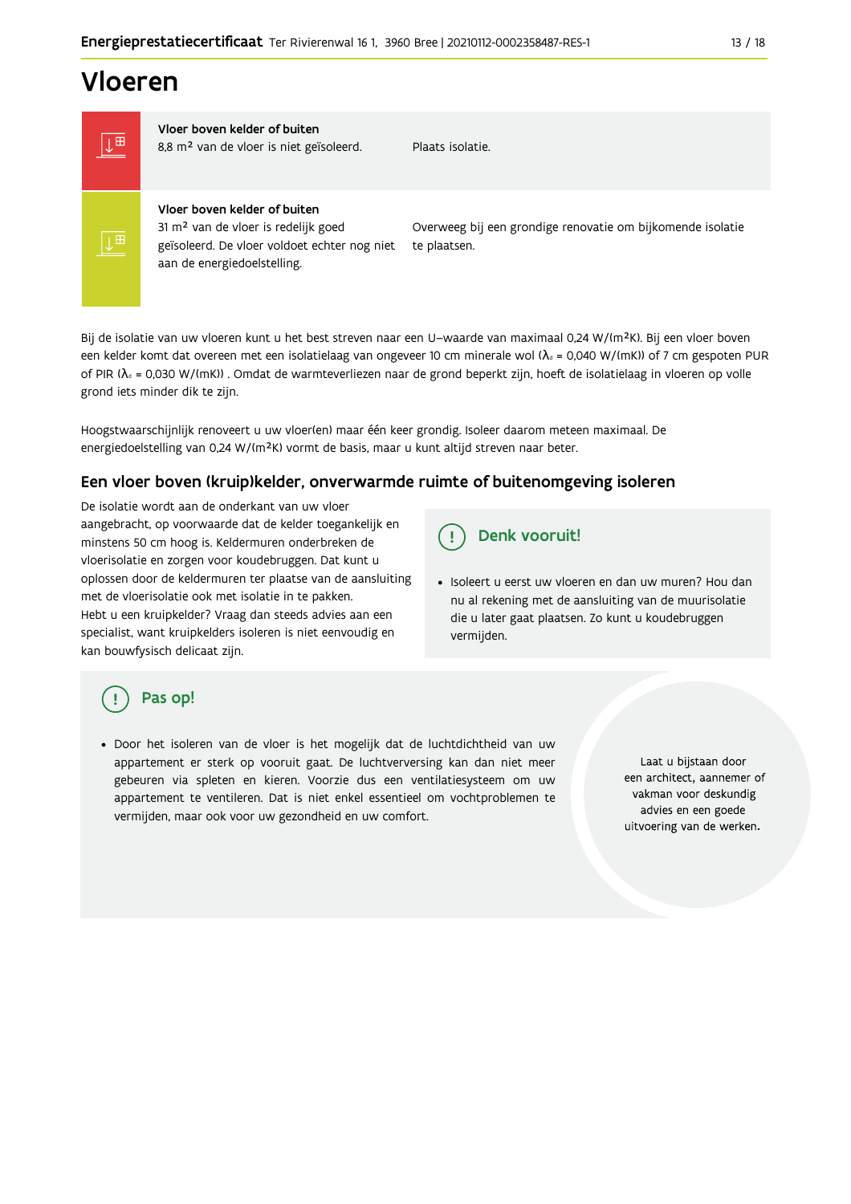# Vloeren

| | | |
|---|---|---|
| | **Vloer boven kelder of buiten** 8,8 m² van de vloer is niet geïsoleerd. | Plaats isolatie. |
| | **Vloer boven kelder of buiten** 31 m² van de vloer is redelijk goed geïsoleerd. De vloer voldoet echter nog niet aan de energiedoelstelling. | Overweeg bij een grondige renovatie om bijkomende isolatie te plaatsen. |

Bij de isolatie van uw vloeren kunt u het best streven naar een U-waarde van maximaal 0,24 W/(m²K). Bij een vloer boven een kelder komt dat overeen met een isolatielaag van ongeveer 10 cm minerale wol ($\lambda_d$ = 0,040 W/(mK)) of 7 cm gespoten PUR of PIR ($\lambda_d$ = 0,030 W/(mK)) . Omdat de warmteverliezen naar de grond beperkt zijn, hoeft de isolatielaag in vloeren op volle grond iets minder dik te zijn.

Hoogstwaarschijnlijk renoveert u uw vloer(en) maar één keer grondig. Isoleer daarom meteen maximaal. De energiedoelstelling van 0,24 W/(m²K) vormt de basis, maar u kunt altijd streven naar beter.

## Een vloer boven (kruip)kelder, onverwarmde ruimte of buitenomgeving isoleren

De isolatie wordt aan de onderkant van uw vloer aangebracht, op voorwaarde dat de kelder toegankelijk en minstens 50 cm hoog is. Keldermuren onderbreken de vloerisolatie en zorgen voor koudebruggen. Dat kunt u oplossen door de keldermuren ter plaatse van de aansluiting met de vloerisolatie ook met isolatie in te pakken.
Hebt u een kruipkelder? Vraag dan steeds advies aan een specialist, want kruipkelders isoleren is niet eenvoudig en kan bouwfysisch delicaat zijn.

### Denk vooruit!

- Isoleert u eerst uw vloeren en dan uw muren? Hou dan nu al rekening met de aansluiting van de muurisolatie die u later gaat plaatsen. Zo kunt u koudebruggen vermijden.

### Pas op!

- Door het isoleren van de vloer is het mogelijk dat de luchtdichtheid van uw appartement er sterk op vooruit gaat. De luchtverversing kan dan niet meer gebeuren via spleten en kieren. Voorzie dus een ventilatiesysteem om uw appartement te ventileren. Dat is niet enkel essentieel om vochtproblemen te vermijden, maar ook voor uw gezondheid en uw comfort.

Laat u bijstaan door een architect, aannemer of vakman voor deskundig advies en een goede uitvoering van de werken.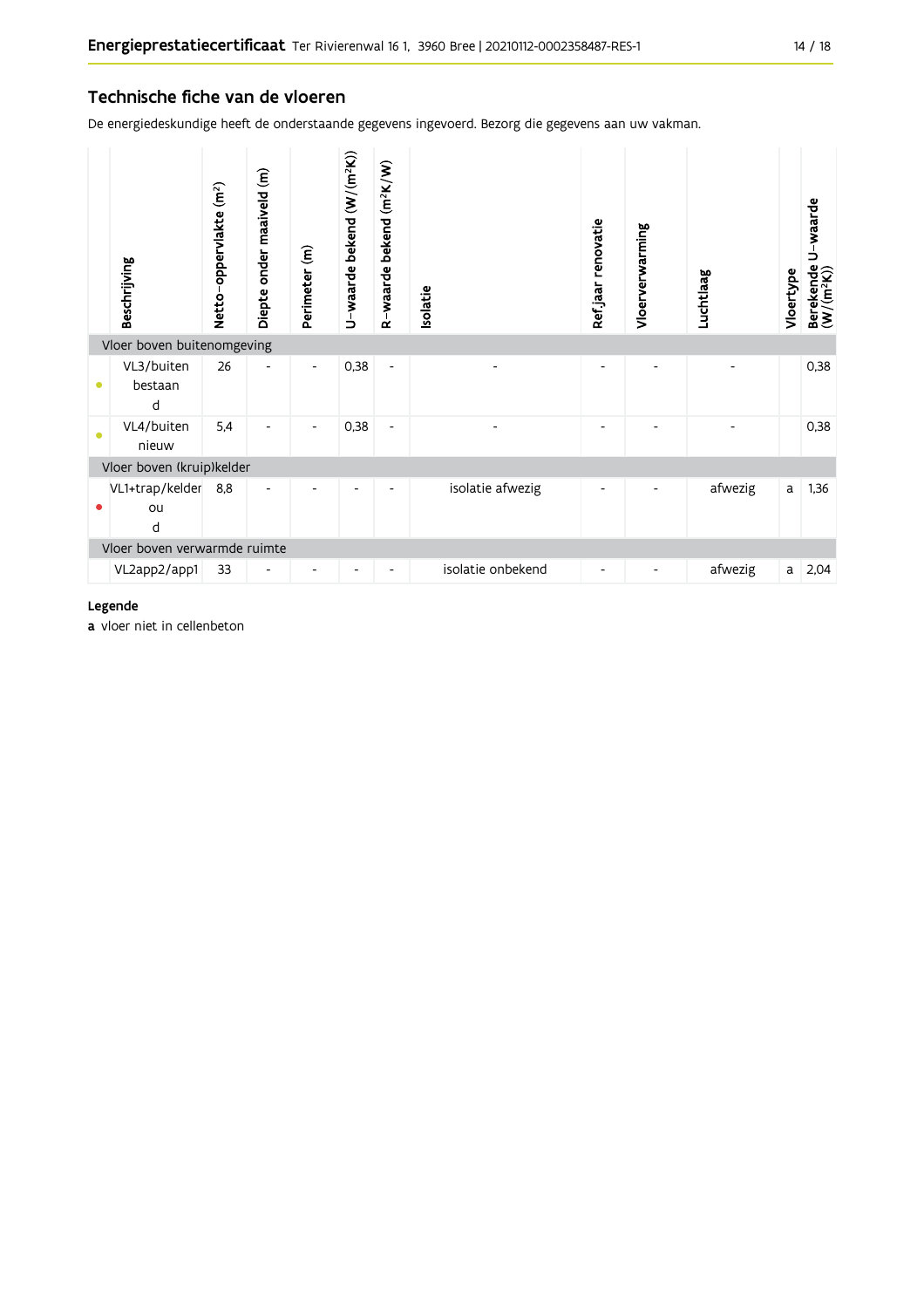## Technische fiche van de vloeren

De energiedeskundige heeft de onderstaande gegevens ingevoerd. Bezorg die gegevens aan uw vakman.

| | Beschrijving | Netto-oppervlakte (m²) | Diepte onder maaiveld (m) | Perimeter (m) | U-waarde bekend (W/(m²K)) | R-waarde bekend (m²K/W) | Isolatie | Ref.jaar renovatie | Vloerverwarming | Luchtlaag | Vloertype | Berekende U-waarde (W/(m²K)) |
|---|---|---|---|---|---|---|---|---|---|---|---|---|
| **Vloer boven buitenomgeving** | | | | | | | | | | | | |
| ● | VL3/buiten bestaand | 26 | - | - | 0,38 | - | - | - | - | - | | 0,38 |
| ● | VL4/buiten nieuw | 5,4 | - | - | 0,38 | - | - | - | - | - | | 0,38 |
| **Vloer boven (kruip)kelder** | | | | | | | | | | | | |
| ● | VL1+trap/kelder oud | 8,8 | - | - | - | - | isolatie afwezig | - | - | afwezig | a | 1,36 |
| **Vloer boven verwarmde ruimte** | | | | | | | | | | | | |
| | VL2app2/app1 | 33 | - | - | - | - | isolatie onbekend | - | - | afwezig | a | 2,04 |

**Legende**

**a** vloer niet in cellenbeton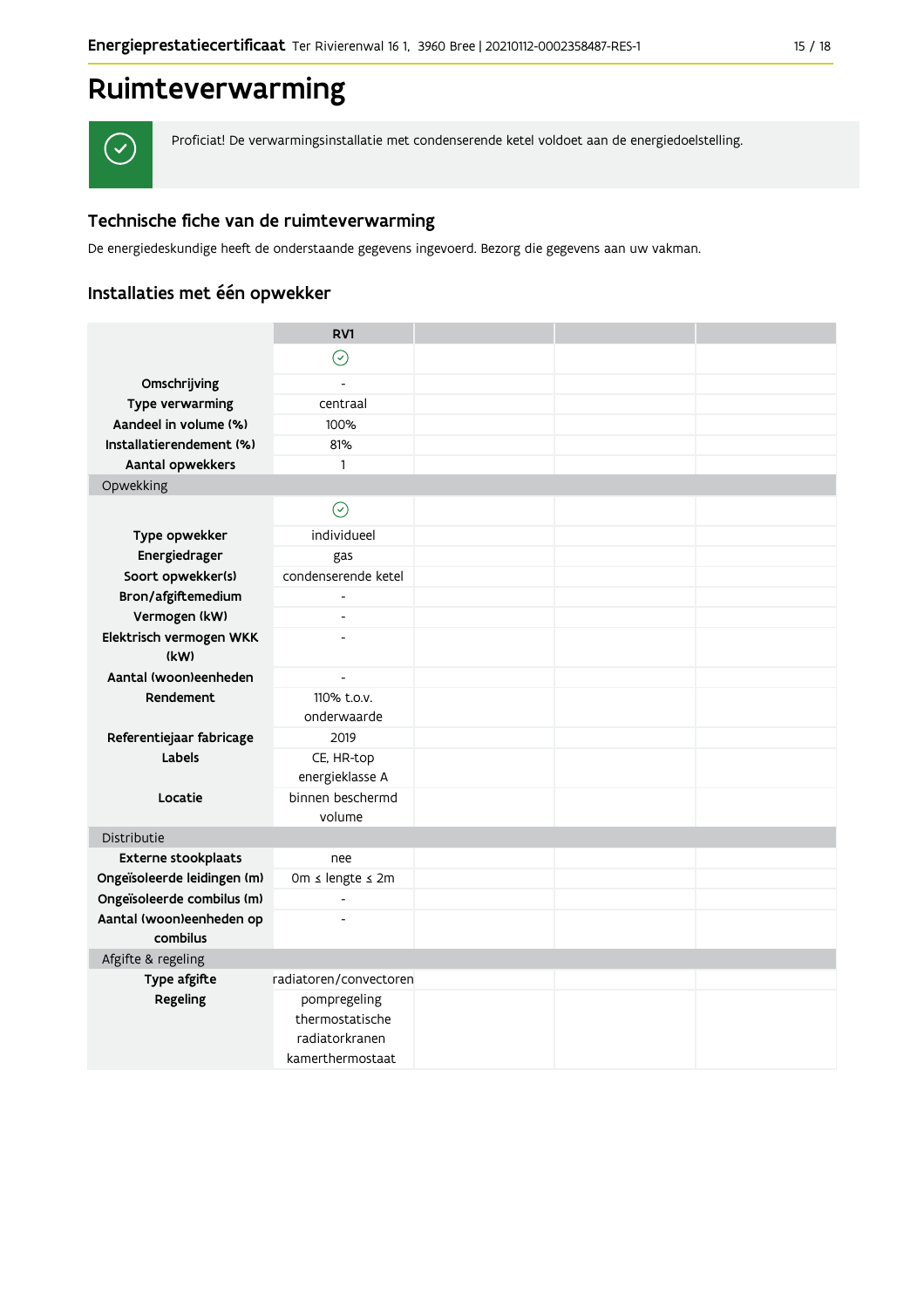# Ruimteverwarming

Proficiat! De verwarmingsinstallatie met condenserende ketel voldoet aan de energiedoelstelling.

## Technische fiche van de ruimteverwarming

De energiedeskundige heeft de onderstaande gegevens ingevoerd. Bezorg die gegevens aan uw vakman.

### Installaties met één opwekker

| | RV1 | | | |
|---|---|---|---|---|
| | ✓ | | | |
| **Omschrijving** | - | | | |
| **Type verwarming** | centraal | | | |
| **Aandeel in volume (%)** | 100% | | | |
| **Installatierendement (%)** | 81% | | | |
| **Aantal opwekkers** | 1 | | | |
| Opwekking | | | | |
| | ✓ | | | |
| **Type opwekker** | individueel | | | |
| **Energiedrager** | gas | | | |
| **Soort opwekker(s)** | condenserende ketel | | | |
| **Bron/afgiftemedium** | - | | | |
| **Vermogen (kW)** | - | | | |
| **Elektrisch vermogen WKK (kW)** | - | | | |
| **Aantal (woon)eenheden** | - | | | |
| **Rendement** | 110% t.o.v. onderwaarde | | | |
| **Referentiejaar fabricage** | 2019 | | | |
| **Labels** | CE, HR-top energieklasse A | | | |
| **Locatie** | binnen beschermd volume | | | |
| Distributie | | | | |
| **Externe stookplaats** | nee | | | |
| **Ongeïsoleerde leidingen (m)** | 0m ≤ lengte ≤ 2m | | | |
| **Ongeïsoleerde combilus (m)** | - | | | |
| **Aantal (woon)eenheden op combilus** | - | | | |
| Afgifte & regeling | | | | |
| **Type afgifte** | radiatoren/convectoren | | | |
| **Regeling** | pompregeling<br>thermostatische radiatorkranen<br>kamerthermostaat | | | |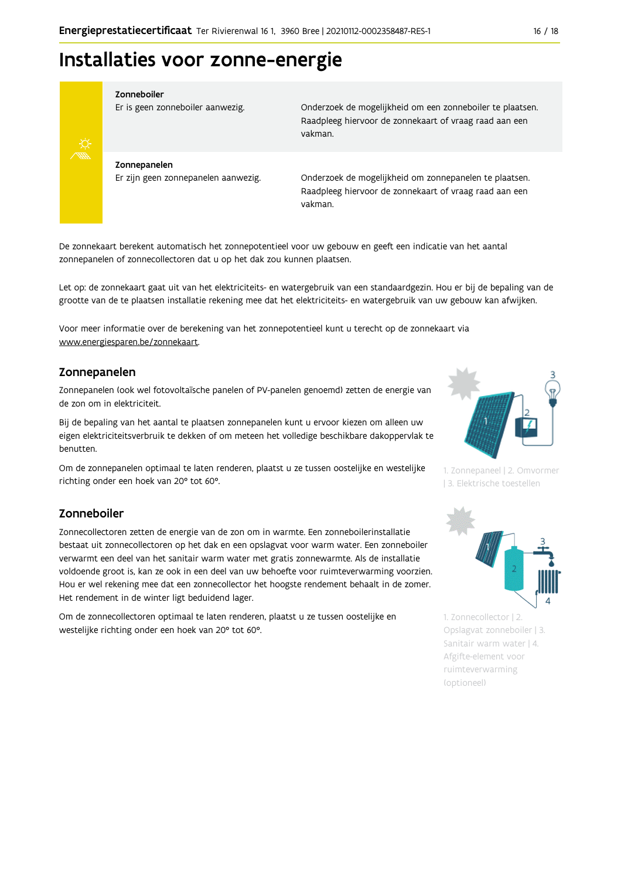# Installaties voor zonne-energie

| | | |
|---|---|---|
| **Zonneboiler** | Er is geen zonneboiler aanwezig. | Onderzoek de mogelijkheid om een zonneboiler te plaatsen. Raadpleeg hiervoor de zonnekaart of vraag raad aan een vakman. |
| **Zonnepanelen** | Er zijn geen zonnepanelen aanwezig. | Onderzoek de mogelijkheid om zonnepanelen te plaatsen. Raadpleeg hiervoor de zonnekaart of vraag raad aan een vakman. |

De zonnekaart berekent automatisch het zonnepotentieel voor uw gebouw en geeft een indicatie van het aantal zonnepanelen of zonnecollectoren dat u op het dak zou kunnen plaatsen.

Let op: de zonnekaart gaat uit van het elektriciteits- en watergebruik van een standaardgezin. Hou er bij de bepaling van de grootte van de te plaatsen installatie rekening mee dat het elektriciteits- en watergebruik van uw gebouw kan afwijken.

Voor meer informatie over de berekening van het zonnepotentieel kunt u terecht op de zonnekaart via www.energiesparen.be/zonnekaart.

## Zonnepanelen

Zonnepanelen (ook wel fotovoltaïsche panelen of PV-panelen genoemd) zetten de energie van de zon om in elektriciteit.

Bij de bepaling van het aantal te plaatsen zonnepanelen kunt u ervoor kiezen om alleen uw eigen elektriciteitsverbruik te dekken of om meteen het volledige beschikbare dakoppervlak te benutten.

Om de zonnepanelen optimaal te laten renderen, plaatst u ze tussen oostelijke en westelijke richting onder een hoek van 20° tot 60°.

1. Zonnepaneel | 2. Omvormer | 3. Elektrische toestellen

## Zonneboiler

Zonnecollectoren zetten de energie van de zon om in warmte. Een zonneboilerinstallatie bestaat uit zonnecollectoren op het dak en een opslagvat voor warm water. Een zonneboiler verwarmt een deel van het sanitair warm water met gratis zonnewarmte. Als de installatie voldoende groot is, kan ze ook in een deel van uw behoefte voor ruimteverwarming voorzien. Hou er wel rekening mee dat een zonnecollector het hoogste rendement behaalt in de zomer. Het rendement in de winter ligt beduidend lager.

Om de zonnecollectoren optimaal te laten renderen, plaatst u ze tussen oostelijke en westelijke richting onder een hoek van 20° tot 60°.

1. Zonnecollector | 2. Opslagvat zonneboiler | 3. Sanitair warm water | 4. Afgifte-element voor ruimteverwarming (optioneel)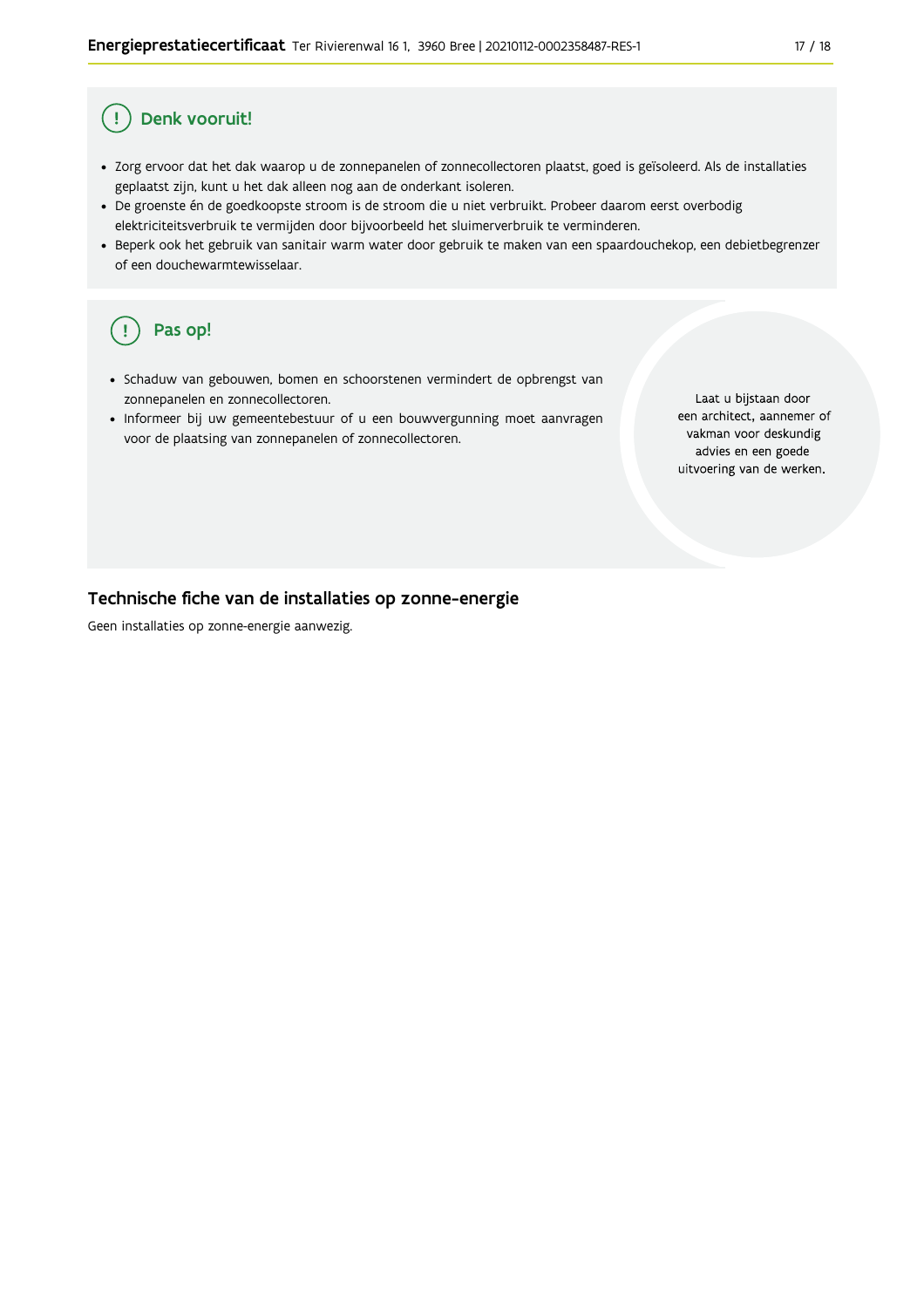## Denk vooruit!

- Zorg ervoor dat het dak waarop u de zonnepanelen of zonnecollectoren plaatst, goed is geïsoleerd. Als de installaties geplaatst zijn, kunt u het dak alleen nog aan de onderkant isoleren.
- De groenste én de goedkoopste stroom is de stroom die u niet verbruikt. Probeer daarom eerst overbodig elektriciteitsverbruik te vermijden door bijvoorbeeld het sluimerverbruik te verminderen.
- Beperk ook het gebruik van sanitair warm water door gebruik te maken van een spaardouchekop, een debietbegrenzer of een douchewarmtewisselaar.

## Pas op!

- Schaduw van gebouwen, bomen en schoorstenen vermindert de opbrengst van zonnepanelen en zonnecollectoren.
- Informeer bij uw gemeentebestuur of u een bouwvergunning moet aanvragen voor de plaatsing van zonnepanelen of zonnecollectoren.

Laat u bijstaan door een architect, aannemer of vakman voor deskundig advies en een goede uitvoering van de werken.

## Technische fiche van de installaties op zonne-energie

Geen installaties op zonne-energie aanwezig.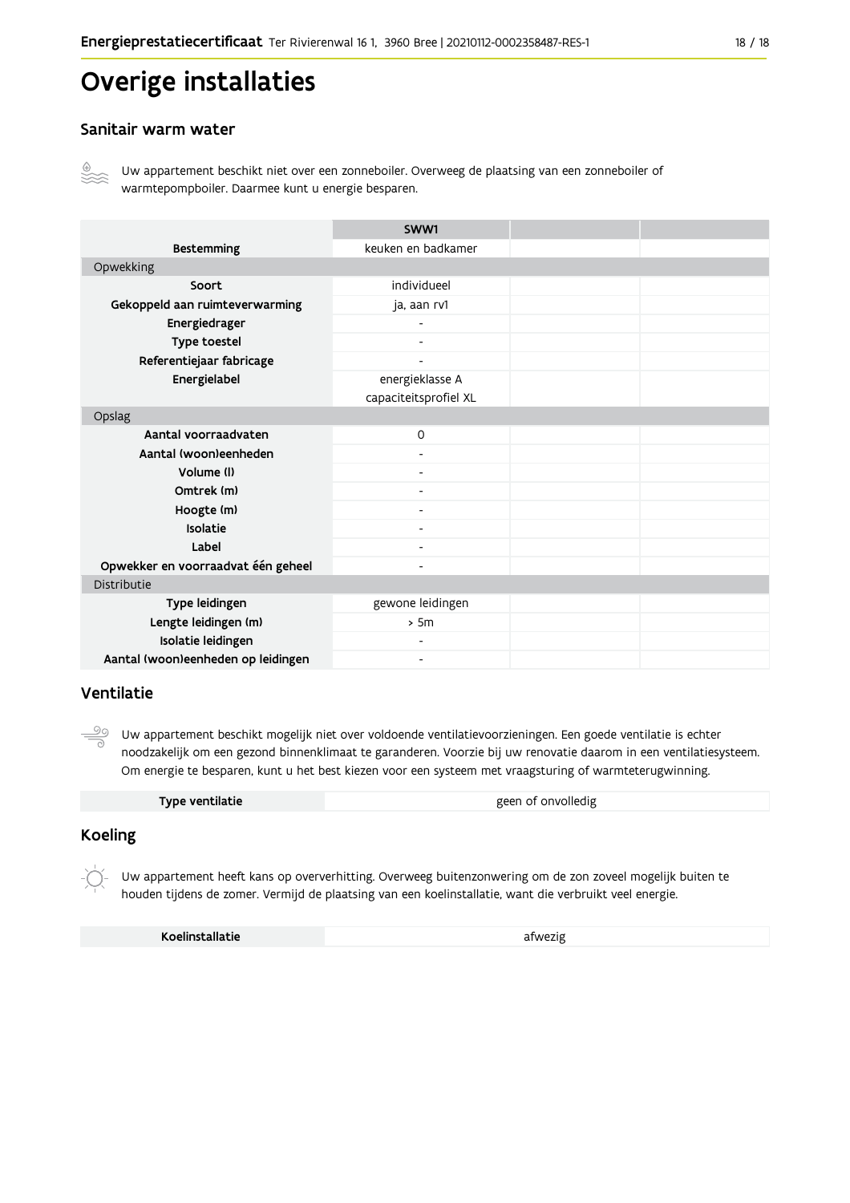# Overige installaties

## Sanitair warm water

Uw appartement beschikt niet over een zonneboiler. Overweeg de plaatsing van een zonneboiler of warmtepompboiler. Daarmee kunt u energie besparen.

| | SWW1 | | |
|---|---|---|---|
| **Bestemming** | keuken en badkamer | | |
| Opwekking | | | |
| **Soort** | individueel | | |
| **Gekoppeld aan ruimteverwarming** | ja, aan rv1 | | |
| **Energiedrager** | - | | |
| **Type toestel** | - | | |
| **Referentiejaar fabricage** | - | | |
| **Energielabel** | energieklasse A capaciteitsprofiel XL | | |
| Opslag | | | |
| **Aantal voorraadvaten** | 0 | | |
| **Aantal (woon)eenheden** | - | | |
| **Volume (l)** | - | | |
| **Omtrek (m)** | - | | |
| **Hoogte (m)** | - | | |
| **Isolatie** | - | | |
| **Label** | - | | |
| **Opwekker en voorraadvat één geheel** | - | | |
| Distributie | | | |
| **Type leidingen** | gewone leidingen | | |
| **Lengte leidingen (m)** | > 5m | | |
| **Isolatie leidingen** | - | | |
| **Aantal (woon)eenheden op leidingen** | - | | |

## Ventilatie

Uw appartement beschikt mogelijk niet over voldoende ventilatievoorzieningen. Een goede ventilatie is echter noodzakelijk om een gezond binnenklimaat te garanderen. Voorzie bij uw renovatie daarom in een ventilatiesysteem. Om energie te besparen, kunt u het best kiezen voor een systeem met vraagsturing of warmteterugwinning.

| | |
|---|---|
| **Type ventilatie** | geen of onvolledig |

## Koeling

Uw appartement heeft kans op oververhitting. Overweeg buitenzonwering om de zon zoveel mogelijk buiten te houden tijdens de zomer. Vermijd de plaatsing van een koelinstallatie, want die verbruikt veel energie.

| | |
|---|---|
| **Koelinstallatie** | afwezig |